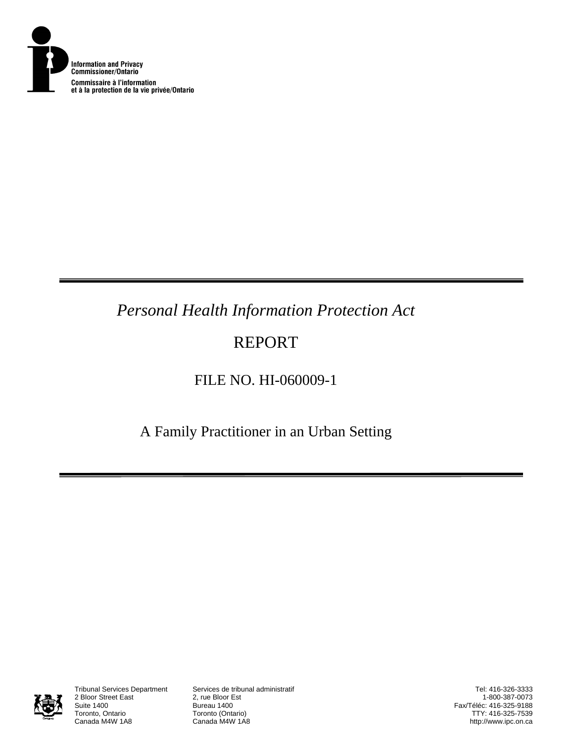Information and Privacy
Commissioner/Ontario

Commissaire à l'information
et à la protection de la vie privée/Ontario

*Personal Health Information Protection Act*

# REPORT

FILE NO. HI-060009-1

A Family Practitioner in an Urban Setting

Tribunal Services Department
2 Bloor Street East
Suite 1400
Toronto, Ontario
Canada M4W 1A8

Services de tribunal administratif
2, rue Bloor Est
Bureau 1400
Toronto (Ontario)
Canada M4W 1A8

Tel: 416-326-3333
1-800-387-0073
Fax/Téléc: 416-325-9188
TTY: 416-325-7539
http://www.ipc.on.ca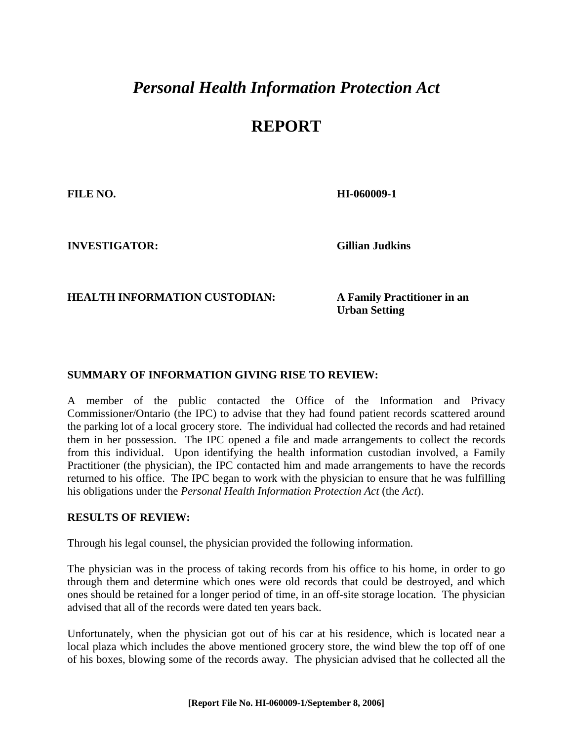# *Personal Health Information Protection Act*

# REPORT

**FILE NO.** **HI-060009-1**

**INVESTIGATOR:** **Gillian Judkins**

**HEALTH INFORMATION CUSTODIAN:** **A Family Practitioner in an Urban Setting**

## SUMMARY OF INFORMATION GIVING RISE TO REVIEW:

A member of the public contacted the Office of the Information and Privacy Commissioner/Ontario (the IPC) to advise that they had found patient records scattered around the parking lot of a local grocery store. The individual had collected the records and had retained them in her possession. The IPC opened a file and made arrangements to collect the records from this individual. Upon identifying the health information custodian involved, a Family Practitioner (the physician), the IPC contacted him and made arrangements to have the records returned to his office. The IPC began to work with the physician to ensure that he was fulfilling his obligations under the *Personal Health Information Protection Act* (the *Act*).

## RESULTS OF REVIEW:

Through his legal counsel, the physician provided the following information.

The physician was in the process of taking records from his office to his home, in order to go through them and determine which ones were old records that could be destroyed, and which ones should be retained for a longer period of time, in an off-site storage location. The physician advised that all of the records were dated ten years back.

Unfortunately, when the physician got out of his car at his residence, which is located near a local plaza which includes the above mentioned grocery store, the wind blew the top off of one of his boxes, blowing some of the records away. The physician advised that he collected all the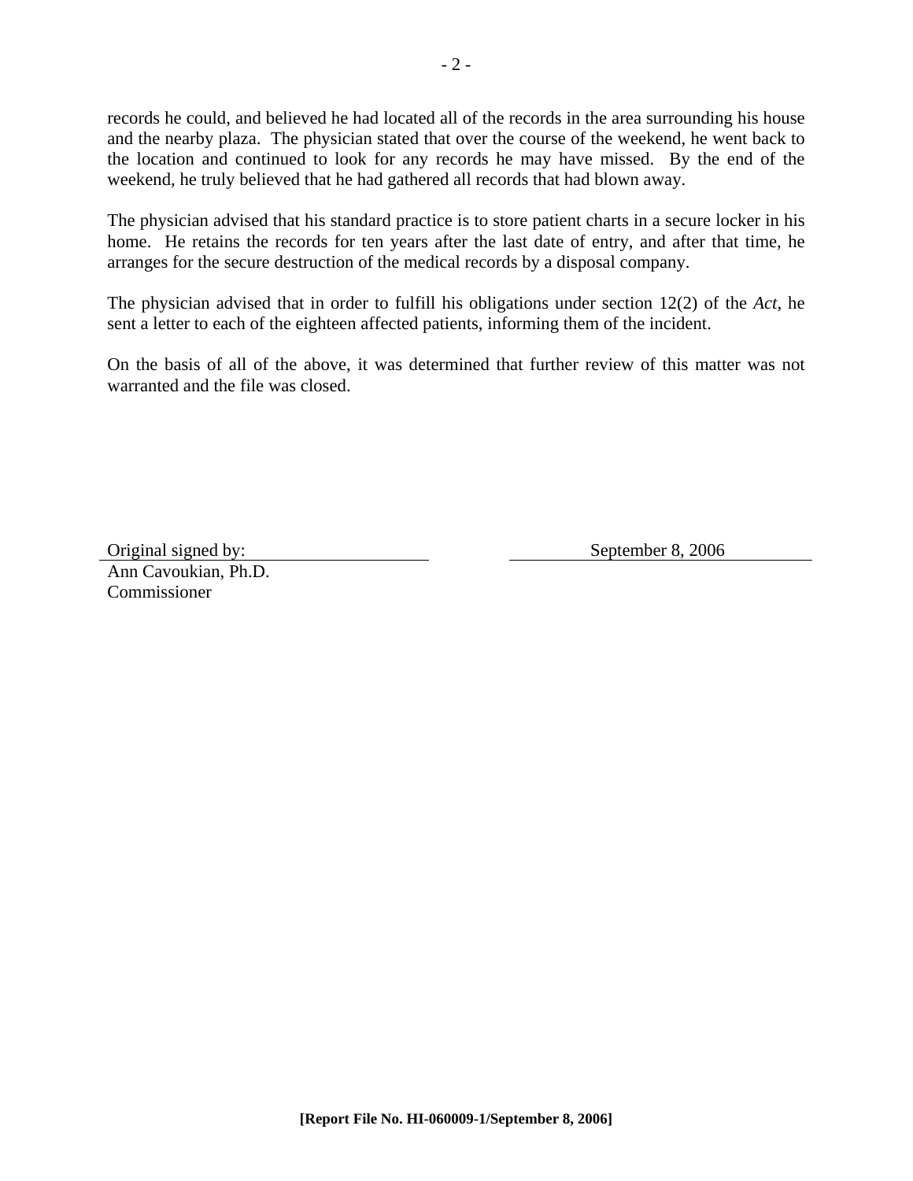records he could, and believed he had located all of the records in the area surrounding his house and the nearby plaza. The physician stated that over the course of the weekend, he went back to the location and continued to look for any records he may have missed. By the end of the weekend, he truly believed that he had gathered all records that had blown away.

The physician advised that his standard practice is to store patient charts in a secure locker in his home. He retains the records for ten years after the last date of entry, and after that time, he arranges for the secure destruction of the medical records by a disposal company.

The physician advised that in order to fulfill his obligations under section 12(2) of the *Act*, he sent a letter to each of the eighteen affected patients, informing them of the incident.

On the basis of all of the above, it was determined that further review of this matter was not warranted and the file was closed.

Original signed by: September 8, 2006
Ann Cavoukian, Ph.D.
Commissioner

**[Report File No. HI-060009-1/September 8, 2006]**